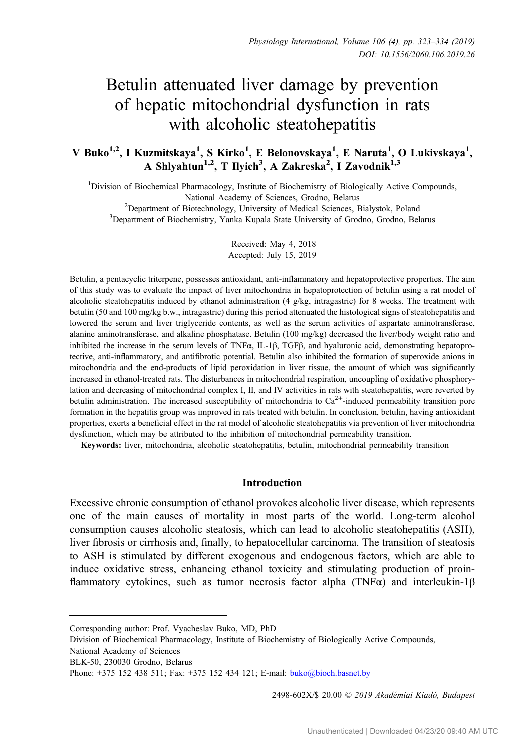# Betulin attenuated liver damage by prevention of hepatic mitochondrial dysfunction in rats with alcoholic steatohepatitis

**V Buko[1,2], I Kuzmitskaya[1], S Kirko[1], E Belonovskaya[1], E Naruta[1], O Lukivskaya[1], A Shlyahtun[1,2], T Ilyich[3], A Zakreska[2], I Zavodnik[1,3]**

[1]Division of Biochemical Pharmacology, Institute of Biochemistry of Biologically Active Compounds, National Academy of Sciences, Grodno, Belarus

[2]Department of Biotechnology, University of Medical Sciences, Bialystok, Poland

[3]Department of Biochemistry, Yanka Kupala State University of Grodno, Grodno, Belarus

Received: May 4, 2018
Accepted: July 15, 2019

Betulin, a pentacyclic triterpene, possesses antioxidant, anti-inflammatory and hepatoprotective properties. The aim of this study was to evaluate the impact of liver mitochondria in hepatoprotection of betulin using a rat model of alcoholic steatohepatitis induced by ethanol administration (4 g/kg, intragastric) for 8 weeks. The treatment with betulin (50 and 100 mg/kg b.w., intragastric) during this period attenuated the histological signs of steatohepatitis and lowered the serum and liver triglyceride contents, as well as the serum activities of aspartate aminotransferase, alanine aminotransferase, and alkaline phosphatase. Betulin (100 mg/kg) decreased the liver/body weight ratio and inhibited the increase in the serum levels of TNFα, IL-1β, TGFβ, and hyaluronic acid, demonstrating hepatoprotective, anti-inflammatory, and antifibrotic potential. Betulin also inhibited the formation of superoxide anions in mitochondria and the end-products of lipid peroxidation in liver tissue, the amount of which was significantly increased in ethanol-treated rats. The disturbances in mitochondrial respiration, uncoupling of oxidative phosphorylation and decreasing of mitochondrial complex I, II, and IV activities in rats with steatohepatitis, were reverted by betulin administration. The increased susceptibility of mitochondria to $Ca^{2+}$-induced permeability transition pore formation in the hepatitis group was improved in rats treated with betulin. In conclusion, betulin, having antioxidant properties, exerts a beneficial effect in the rat model of alcoholic steatohepatitis via prevention of liver mitochondria dysfunction, which may be attributed to the inhibition of mitochondrial permeability transition.

**Keywords:** liver, mitochondria, alcoholic steatohepatitis, betulin, mitochondrial permeability transition

## Introduction

Excessive chronic consumption of ethanol provokes alcoholic liver disease, which represents one of the main causes of mortality in most parts of the world. Long-term alcohol consumption causes alcoholic steatosis, which can lead to alcoholic steatohepatitis (ASH), liver fibrosis or cirrhosis and, finally, to hepatocellular carcinoma. The transition of steatosis to ASH is stimulated by different exogenous and endogenous factors, which are able to induce oxidative stress, enhancing ethanol toxicity and stimulating production of proinflammatory cytokines, such as tumor necrosis factor alpha (TNFα) and interleukin-1β

Corresponding author: Prof. Vyacheslav Buko, MD, PhD
Division of Biochemical Pharmacology, Institute of Biochemistry of Biologically Active Compounds, National Academy of Sciences
BLK-50, 230030 Grodno, Belarus
Phone: +375 152 438 511; Fax: +375 152 434 121; E-mail: buko@bioch.basnet.by

2498-602X/$ 20.00 © 2019 Akadémiai Kiadó, Budapest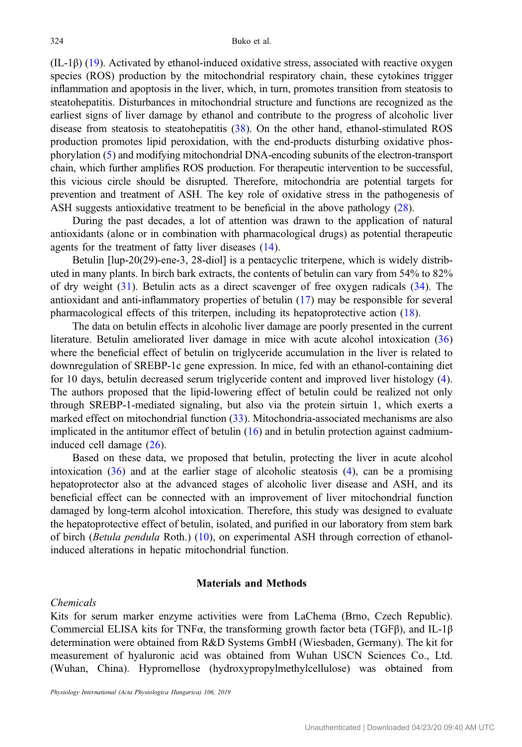(IL-1β) (19). Activated by ethanol-induced oxidative stress, associated with reactive oxygen species (ROS) production by the mitochondrial respiratory chain, these cytokines trigger inflammation and apoptosis in the liver, which, in turn, promotes transition from steatosis to steatohepatitis. Disturbances in mitochondrial structure and functions are recognized as the earliest signs of liver damage by ethanol and contribute to the progress of alcoholic liver disease from steatosis to steatohepatitis (38). On the other hand, ethanol-stimulated ROS production promotes lipid peroxidation, with the end-products disturbing oxidative phosphorylation (5) and modifying mitochondrial DNA-encoding subunits of the electron-transport chain, which further amplifies ROS production. For therapeutic intervention to be successful, this vicious circle should be disrupted. Therefore, mitochondria are potential targets for prevention and treatment of ASH. The key role of oxidative stress in the pathogenesis of ASH suggests antioxidative treatment to be beneficial in the above pathology (28).

During the past decades, a lot of attention was drawn to the application of natural antioxidants (alone or in combination with pharmacological drugs) as potential therapeutic agents for the treatment of fatty liver diseases (14).

Betulin [lup-20(29)-ene-3, 28-diol] is a pentacyclic triterpene, which is widely distributed in many plants. In birch bark extracts, the contents of betulin can vary from 54% to 82% of dry weight (31). Betulin acts as a direct scavenger of free oxygen radicals (34). The antioxidant and anti-inflammatory properties of betulin (17) may be responsible for several pharmacological effects of this triterpen, including its hepatoprotective action (18).

The data on betulin effects in alcoholic liver damage are poorly presented in the current literature. Betulin ameliorated liver damage in mice with acute alcohol intoxication (36) where the beneficial effect of betulin on triglyceride accumulation in the liver is related to downregulation of SREBP-1c gene expression. In mice, fed with an ethanol-containing diet for 10 days, betulin decreased serum triglyceride content and improved liver histology (4). The authors proposed that the lipid-lowering effect of betulin could be realized not only through SREBP-1-mediated signaling, but also via the protein sirtuin 1, which exerts a marked effect on mitochondrial function (33). Mitochondria-associated mechanisms are also implicated in the antitumor effect of betulin (16) and in betulin protection against cadmium-induced cell damage (26).

Based on these data, we proposed that betulin, protecting the liver in acute alcohol intoxication (36) and at the earlier stage of alcoholic steatosis (4), can be a promising hepatoprotector also at the advanced stages of alcoholic liver disease and ASH, and its beneficial effect can be connected with an improvement of liver mitochondrial function damaged by long-term alcohol intoxication. Therefore, this study was designed to evaluate the hepatoprotective effect of betulin, isolated, and purified in our laboratory from stem bark of birch (*Betula pendula* Roth.) (10), on experimental ASH through correction of ethanol-induced alterations in hepatic mitochondrial function.

## Materials and Methods

### *Chemicals*

Kits for serum marker enzyme activities were from LaChema (Brno, Czech Republic). Commercial ELISA kits for TNFα, the transforming growth factor beta (TGFβ), and IL-1β determination were obtained from R&D Systems GmbH (Wiesbaden, Germany). The kit for measurement of hyaluronic acid was obtained from Wuhan USCN Sciences Co., Ltd. (Wuhan, China). Hypromellose (hydroxypropylmethylcellulose) was obtained from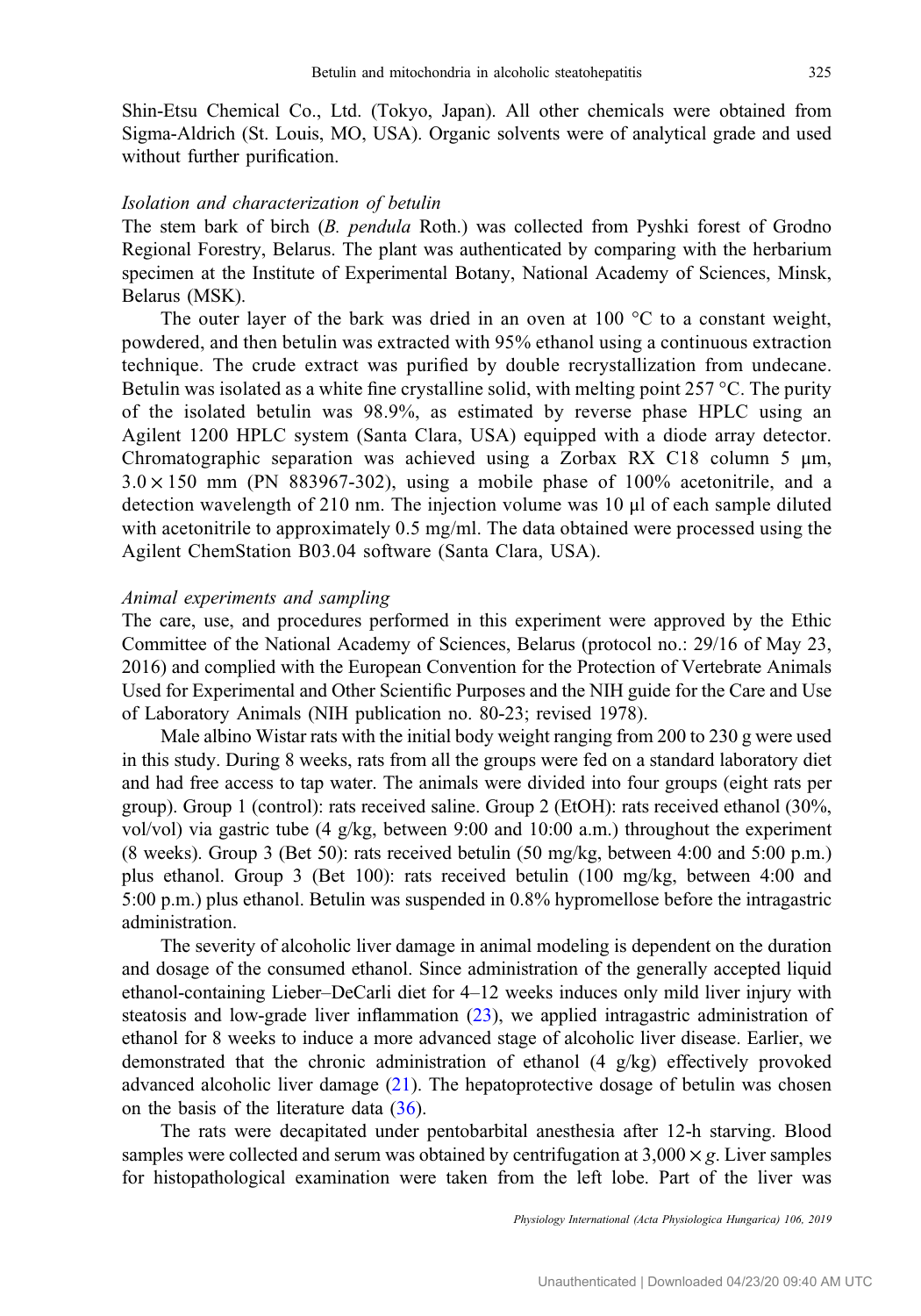Shin-Etsu Chemical Co., Ltd. (Tokyo, Japan). All other chemicals were obtained from Sigma-Aldrich (St. Louis, MO, USA). Organic solvents were of analytical grade and used without further purification.

### *Isolation and characterization of betulin*

The stem bark of birch (*B. pendula* Roth.) was collected from Pyshki forest of Grodno Regional Forestry, Belarus. The plant was authenticated by comparing with the herbarium specimen at the Institute of Experimental Botany, National Academy of Sciences, Minsk, Belarus (MSK).

The outer layer of the bark was dried in an oven at 100 °C to a constant weight, powdered, and then betulin was extracted with 95% ethanol using a continuous extraction technique. The crude extract was purified by double recrystallization from undecane. Betulin was isolated as a white fine crystalline solid, with melting point 257 °C. The purity of the isolated betulin was 98.9%, as estimated by reverse phase HPLC using an Agilent 1200 HPLC system (Santa Clara, USA) equipped with a diode array detector. Chromatographic separation was achieved using a Zorbax RX C18 column 5 μm, $3.0 \times 150$ mm (PN 883967-302), using a mobile phase of 100% acetonitrile, and a detection wavelength of 210 nm. The injection volume was 10 μl of each sample diluted with acetonitrile to approximately 0.5 mg/ml. The data obtained were processed using the Agilent ChemStation B03.04 software (Santa Clara, USA).

### *Animal experiments and sampling*

The care, use, and procedures performed in this experiment were approved by the Ethic Committee of the National Academy of Sciences, Belarus (protocol no.: 29/16 of May 23, 2016) and complied with the European Convention for the Protection of Vertebrate Animals Used for Experimental and Other Scientific Purposes and the NIH guide for the Care and Use of Laboratory Animals (NIH publication no. 80-23; revised 1978).

Male albino Wistar rats with the initial body weight ranging from 200 to 230 g were used in this study. During 8 weeks, rats from all the groups were fed on a standard laboratory diet and had free access to tap water. The animals were divided into four groups (eight rats per group). Group 1 (control): rats received saline. Group 2 (EtOH): rats received ethanol (30%, vol/vol) via gastric tube (4 g/kg, between 9:00 and 10:00 a.m.) throughout the experiment (8 weeks). Group 3 (Bet 50): rats received betulin (50 mg/kg, between 4:00 and 5:00 p.m.) plus ethanol. Group 3 (Bet 100): rats received betulin (100 mg/kg, between 4:00 and 5:00 p.m.) plus ethanol. Betulin was suspended in 0.8% hypromellose before the intragastric administration.

The severity of alcoholic liver damage in animal modeling is dependent on the duration and dosage of the consumed ethanol. Since administration of the generally accepted liquid ethanol-containing Lieber–DeCarli diet for 4–12 weeks induces only mild liver injury with steatosis and low-grade liver inflammation (23), we applied intragastric administration of ethanol for 8 weeks to induce a more advanced stage of alcoholic liver disease. Earlier, we demonstrated that the chronic administration of ethanol (4 g/kg) effectively provoked advanced alcoholic liver damage (21). The hepatoprotective dosage of betulin was chosen on the basis of the literature data (36).

The rats were decapitated under pentobarbital anesthesia after 12-h starving. Blood samples were collected and serum was obtained by centrifugation at $3{,}000 \times g$. Liver samples for histopathological examination were taken from the left lobe. Part of the liver was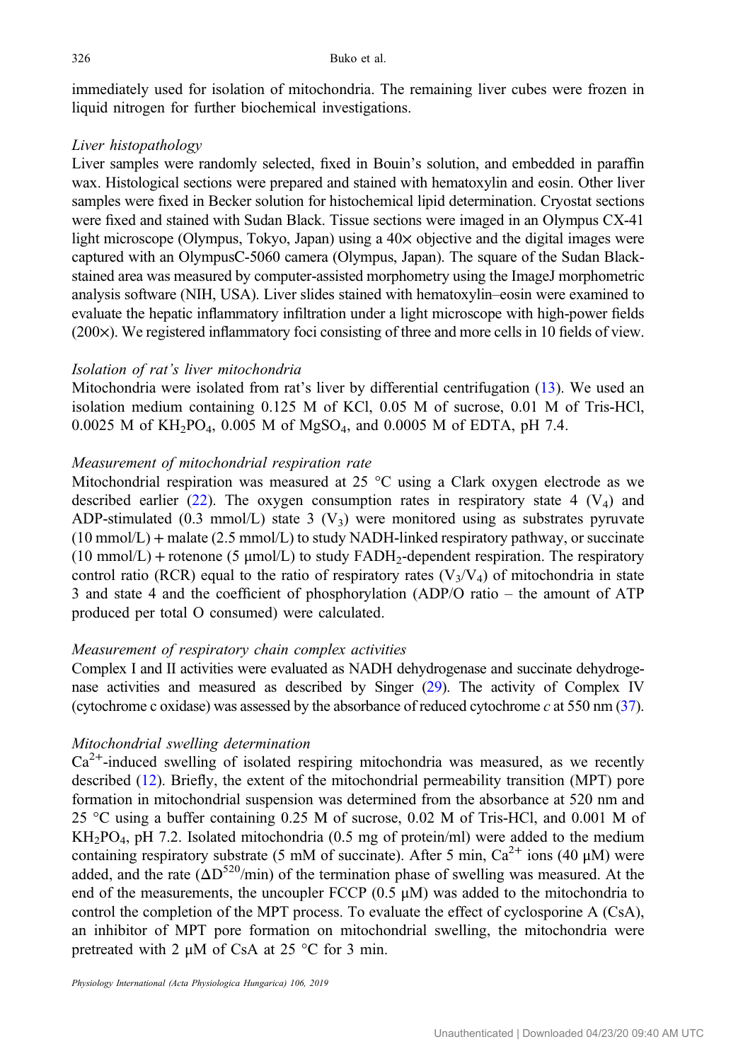immediately used for isolation of mitochondria. The remaining liver cubes were frozen in liquid nitrogen for further biochemical investigations.

*Liver histopathology*

Liver samples were randomly selected, fixed in Bouin's solution, and embedded in paraffin wax. Histological sections were prepared and stained with hematoxylin and eosin. Other liver samples were fixed in Becker solution for histochemical lipid determination. Cryostat sections were fixed and stained with Sudan Black. Tissue sections were imaged in an Olympus CX-41 light microscope (Olympus, Tokyo, Japan) using a 40× objective and the digital images were captured with an OlympusC-5060 camera (Olympus, Japan). The square of the Sudan Black-stained area was measured by computer-assisted morphometry using the ImageJ morphometric analysis software (NIH, USA). Liver slides stained with hematoxylin–eosin were examined to evaluate the hepatic inflammatory infiltration under a light microscope with high-power fields (200×). We registered inflammatory foci consisting of three and more cells in 10 fields of view.

*Isolation of rat's liver mitochondria*

Mitochondria were isolated from rat's liver by differential centrifugation (13). We used an isolation medium containing 0.125 M of KCl, 0.05 M of sucrose, 0.01 M of Tris-HCl, 0.0025 M of $KH_2PO_4$, 0.005 M of $MgSO_4$, and 0.0005 M of EDTA, pH 7.4.

*Measurement of mitochondrial respiration rate*

Mitochondrial respiration was measured at 25 °C using a Clark oxygen electrode as we described earlier (22). The oxygen consumption rates in respiratory state 4 ($V_4$) and ADP-stimulated (0.3 mmol/L) state 3 ($V_3$) were monitored using as substrates pyruvate (10 mmol/L) + malate (2.5 mmol/L) to study NADH-linked respiratory pathway, or succinate (10 mmol/L) + rotenone (5 μmol/L) to study $FADH_2$-dependent respiration. The respiratory control ratio (RCR) equal to the ratio of respiratory rates ($V_3/V_4$) of mitochondria in state 3 and state 4 and the coefficient of phosphorylation (ADP/O ratio – the amount of ATP produced per total O consumed) were calculated.

*Measurement of respiratory chain complex activities*

Complex I and II activities were evaluated as NADH dehydrogenase and succinate dehydrogenase activities and measured as described by Singer (29). The activity of Complex IV (cytochrome c oxidase) was assessed by the absorbance of reduced cytochrome *c* at 550 nm (37).

*Mitochondrial swelling determination*

$Ca^{2+}$-induced swelling of isolated respiring mitochondria was measured, as we recently described (12). Briefly, the extent of the mitochondrial permeability transition (MPT) pore formation in mitochondrial suspension was determined from the absorbance at 520 nm and 25 °C using a buffer containing 0.25 M of sucrose, 0.02 M of Tris-HCl, and 0.001 M of $KH_2PO_4$, pH 7.2. Isolated mitochondria (0.5 mg of protein/ml) were added to the medium containing respiratory substrate (5 mM of succinate). After 5 min, $Ca^{2+}$ ions (40 μM) were added, and the rate ($\Delta D^{520}$/min) of the termination phase of swelling was measured. At the end of the measurements, the uncoupler FCCP (0.5 μM) was added to the mitochondria to control the completion of the MPT process. To evaluate the effect of cyclosporine A (CsA), an inhibitor of MPT pore formation on mitochondrial swelling, the mitochondria were pretreated with 2 μM of CsA at 25 °C for 3 min.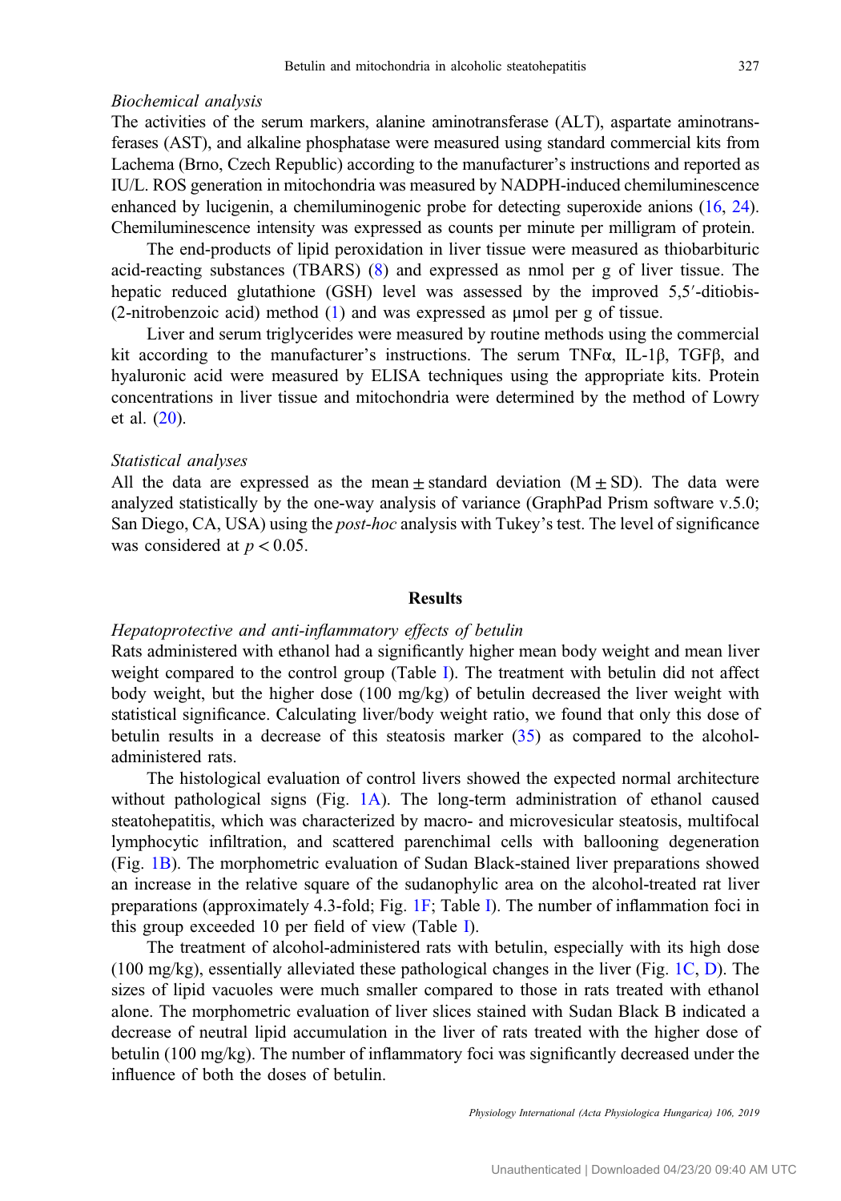*Biochemical analysis*

The activities of the serum markers, alanine aminotransferase (ALT), aspartate aminotransferases (AST), and alkaline phosphatase were measured using standard commercial kits from Lachema (Brno, Czech Republic) according to the manufacturer's instructions and reported as IU/L. ROS generation in mitochondria was measured by NADPH-induced chemiluminescence enhanced by lucigenin, a chemiluminogenic probe for detecting superoxide anions (16, 24). Chemiluminescence intensity was expressed as counts per minute per milligram of protein.

The end-products of lipid peroxidation in liver tissue were measured as thiobarbituric acid-reacting substances (TBARS) (8) and expressed as nmol per g of liver tissue. The hepatic reduced glutathione (GSH) level was assessed by the improved 5,5′-ditiobis-(2-nitrobenzoic acid) method (1) and was expressed as μmol per g of tissue.

Liver and serum triglycerides were measured by routine methods using the commercial kit according to the manufacturer's instructions. The serum TNFα, IL-1β, TGFβ, and hyaluronic acid were measured by ELISA techniques using the appropriate kits. Protein concentrations in liver tissue and mitochondria were determined by the method of Lowry et al. (20).

*Statistical analyses*

All the data are expressed as the mean ± standard deviation (M ± SD). The data were analyzed statistically by the one-way analysis of variance (GraphPad Prism software v.5.0; San Diego, CA, USA) using the *post-hoc* analysis with Tukey's test. The level of significance was considered at $p < 0.05$.

## Results

*Hepatoprotective and anti-inflammatory effects of betulin*

Rats administered with ethanol had a significantly higher mean body weight and mean liver weight compared to the control group (Table I). The treatment with betulin did not affect body weight, but the higher dose (100 mg/kg) of betulin decreased the liver weight with statistical significance. Calculating liver/body weight ratio, we found that only this dose of betulin results in a decrease of this steatosis marker (35) as compared to the alcohol-administered rats.

The histological evaluation of control livers showed the expected normal architecture without pathological signs (Fig. 1A). The long-term administration of ethanol caused steatohepatitis, which was characterized by macro- and microvesicular steatosis, multifocal lymphocytic infiltration, and scattered parenchimal cells with ballooning degeneration (Fig. 1B). The morphometric evaluation of Sudan Black-stained liver preparations showed an increase in the relative square of the sudanophylic area on the alcohol-treated rat liver preparations (approximately 4.3-fold; Fig. 1F; Table I). The number of inflammation foci in this group exceeded 10 per field of view (Table I).

The treatment of alcohol-administered rats with betulin, especially with its high dose (100 mg/kg), essentially alleviated these pathological changes in the liver (Fig. 1C, D). The sizes of lipid vacuoles were much smaller compared to those in rats treated with ethanol alone. The morphometric evaluation of liver slices stained with Sudan Black B indicated a decrease of neutral lipid accumulation in the liver of rats treated with the higher dose of betulin (100 mg/kg). The number of inflammatory foci was significantly decreased under the influence of both the doses of betulin.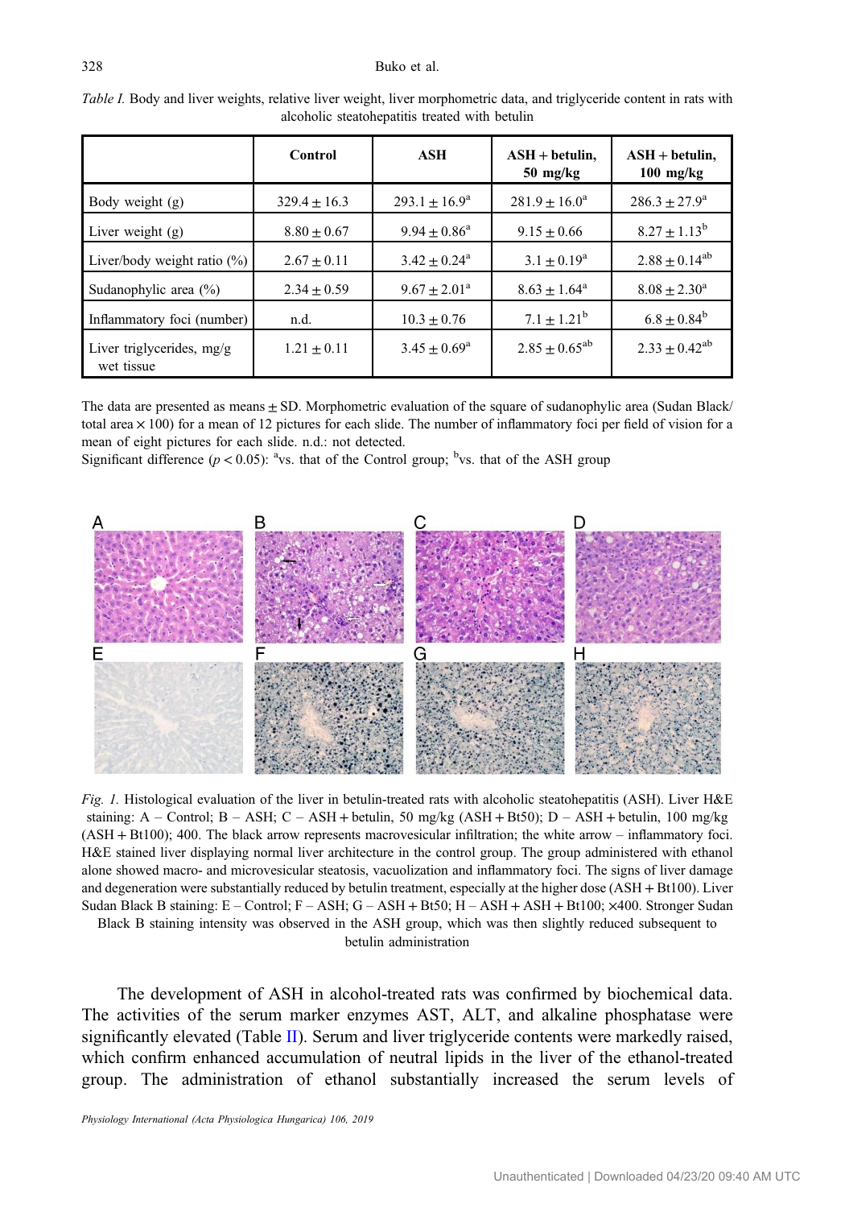*Table I.* Body and liver weights, relative liver weight, liver morphometric data, and triglyceride content in rats with alcoholic steatohepatitis treated with betulin

| | Control | ASH | ASH + betulin, 50 mg/kg | ASH + betulin, 100 mg/kg |
|---|---|---|---|---|
| Body weight (g) | 329.4 ± 16.3 | 293.1 ± 16.9[a] | 281.9 ± 16.0[a] | 286.3 ± 27.9[a] |
| Liver weight (g) | 8.80 ± 0.67 | 9.94 ± 0.86[a] | 9.15 ± 0.66 | 8.27 ± 1.13[b] |
| Liver/body weight ratio (%) | 2.67 ± 0.11 | 3.42 ± 0.24[a] | 3.1 ± 0.19[a] | 2.88 ± 0.14[ab] |
| Sudanophylic area (%) | 2.34 ± 0.59 | 9.67 ± 2.01[a] | 8.63 ± 1.64[a] | 8.08 ± 2.30[a] |
| Inflammatory foci (number) | n.d. | 10.3 ± 0.76 | 7.1 ± 1.21[b] | 6.8 ± 0.84[b] |
| Liver triglycerides, mg/g wet tissue | 1.21 ± 0.11 | 3.45 ± 0.69[a] | 2.85 ± 0.65[ab] | 2.33 ± 0.42[ab] |

The data are presented as means ± SD. Morphometric evaluation of the square of sudanophylic area (Sudan Black/ total area × 100) for a mean of 12 pictures for each slide. The number of inflammatory foci per field of vision for a mean of eight pictures for each slide. n.d.: not detected.
Significant difference ($p < 0.05$): [a]vs. that of the Control group; [b]vs. that of the ASH group

*Fig. 1.* Histological evaluation of the liver in betulin-treated rats with alcoholic steatohepatitis (ASH). Liver H&E staining: A – Control; B – ASH; C – ASH + betulin, 50 mg/kg (ASH + Bt50); D – ASH + betulin, 100 mg/kg (ASH + Bt100); 400. The black arrow represents macrovesicular infiltration; the white arrow – inflammatory foci. H&E stained liver displaying normal liver architecture in the control group. The group administered with ethanol alone showed macro- and microvesicular steatosis, vacuolization and inflammatory foci. The signs of liver damage and degeneration were substantially reduced by betulin treatment, especially at the higher dose (ASH + Bt100). Liver Sudan Black B staining: E – Control; F – ASH; G – ASH + Bt50; H – ASH + ASH + Bt100; ×400. Stronger Sudan Black B staining intensity was observed in the ASH group, which was then slightly reduced subsequent to betulin administration

The development of ASH in alcohol-treated rats was confirmed by biochemical data. The activities of the serum marker enzymes AST, ALT, and alkaline phosphatase were significantly elevated (Table II). Serum and liver triglyceride contents were markedly raised, which confirm enhanced accumulation of neutral lipids in the liver of the ethanol-treated group. The administration of ethanol substantially increased the serum levels of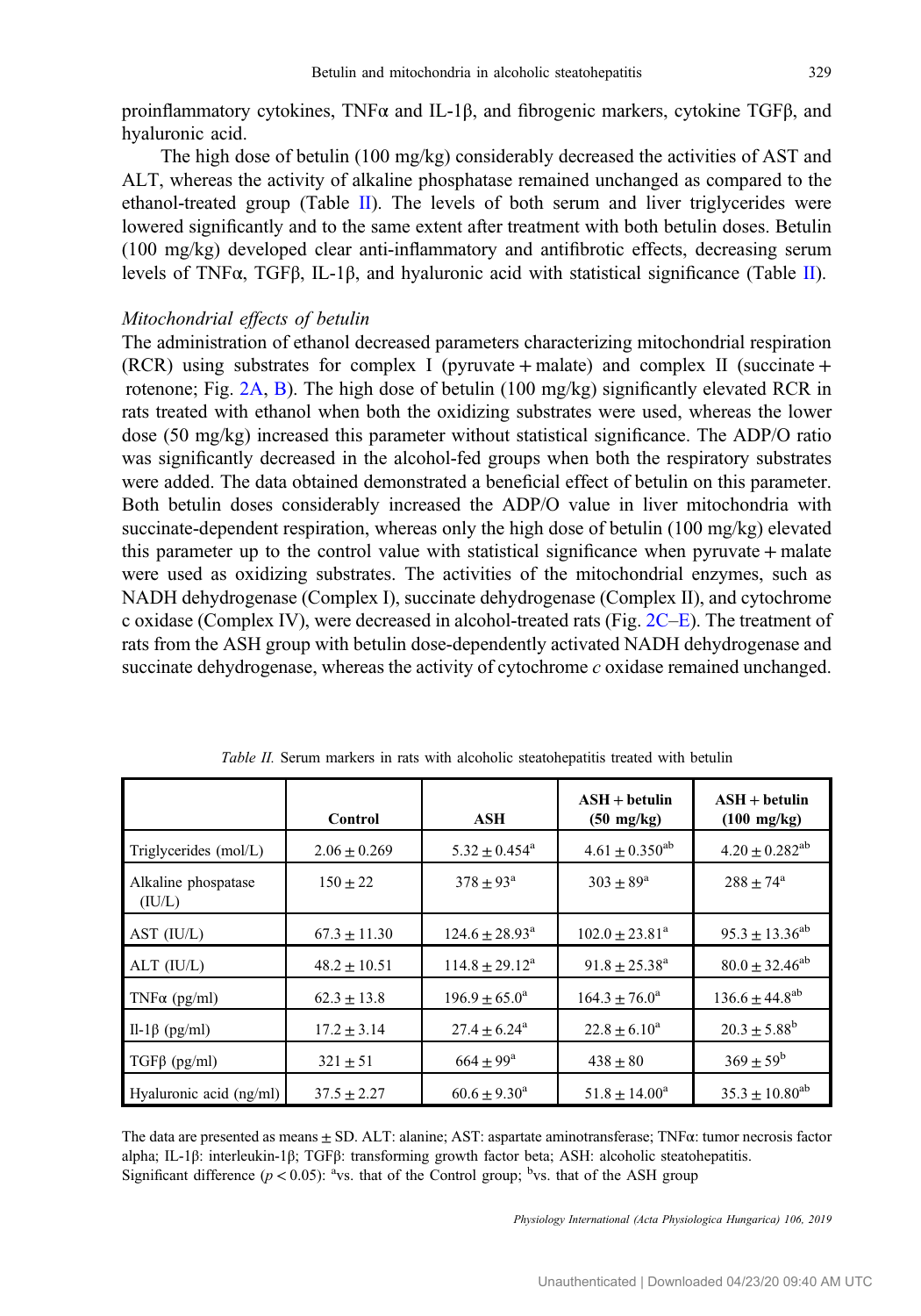proinflammatory cytokines, TNFα and IL-1β, and fibrogenic markers, cytokine TGFβ, and hyaluronic acid.

The high dose of betulin (100 mg/kg) considerably decreased the activities of AST and ALT, whereas the activity of alkaline phosphatase remained unchanged as compared to the ethanol-treated group (Table II). The levels of both serum and liver triglycerides were lowered significantly and to the same extent after treatment with both betulin doses. Betulin (100 mg/kg) developed clear anti-inflammatory and antifibrotic effects, decreasing serum levels of TNFα, TGFβ, IL-1β, and hyaluronic acid with statistical significance (Table II).

### *Mitochondrial effects of betulin*

The administration of ethanol decreased parameters characterizing mitochondrial respiration (RCR) using substrates for complex I (pyruvate + malate) and complex II (succinate + rotenone; Fig. 2A, B). The high dose of betulin (100 mg/kg) significantly elevated RCR in rats treated with ethanol when both the oxidizing substrates were used, whereas the lower dose (50 mg/kg) increased this parameter without statistical significance. The ADP/O ratio was significantly decreased in the alcohol-fed groups when both the respiratory substrates were added. The data obtained demonstrated a beneficial effect of betulin on this parameter. Both betulin doses considerably increased the ADP/O value in liver mitochondria with succinate-dependent respiration, whereas only the high dose of betulin (100 mg/kg) elevated this parameter up to the control value with statistical significance when pyruvate + malate were used as oxidizing substrates. The activities of the mitochondrial enzymes, such as NADH dehydrogenase (Complex I), succinate dehydrogenase (Complex II), and cytochrome c oxidase (Complex IV), were decreased in alcohol-treated rats (Fig. 2C–E). The treatment of rats from the ASH group with betulin dose-dependently activated NADH dehydrogenase and succinate dehydrogenase, whereas the activity of cytochrome *c* oxidase remained unchanged.

*Table II.* Serum markers in rats with alcoholic steatohepatitis treated with betulin

| | Control | ASH | ASH + betulin (50 mg/kg) | ASH + betulin (100 mg/kg) |
|---|---|---|---|---|
| Triglycerides (mol/L) | $2.06 \pm 0.269$ | $5.32 \pm 0.454^{a}$ | $4.61 \pm 0.350^{ab}$ | $4.20 \pm 0.282^{ab}$ |
| Alkaline phospatase (IU/L) | $150 \pm 22$ | $378 \pm 93^{a}$ | $303 \pm 89^{a}$ | $288 \pm 74^{a}$ |
| AST (IU/L) | $67.3 \pm 11.30$ | $124.6 \pm 28.93^{a}$ | $102.0 \pm 23.81^{a}$ | $95.3 \pm 13.36^{ab}$ |
| ALT (IU/L) | $48.2 \pm 10.51$ | $114.8 \pm 29.12^{a}$ | $91.8 \pm 25.38^{a}$ | $80.0 \pm 32.46^{ab}$ |
| TNFα (pg/ml) | $62.3 \pm 13.8$ | $196.9 \pm 65.0^{a}$ | $164.3 \pm 76.0^{a}$ | $136.6 \pm 44.8^{ab}$ |
| Il-1β (pg/ml) | $17.2 \pm 3.14$ | $27.4 \pm 6.24^{a}$ | $22.8 \pm 6.10^{a}$ | $20.3 \pm 5.88^{b}$ |
| TGFβ (pg/ml) | $321 \pm 51$ | $664 \pm 99^{a}$ | $438 \pm 80$ | $369 \pm 59^{b}$ |
| Hyaluronic acid (ng/ml) | $37.5 \pm 2.27$ | $60.6 \pm 9.30^{a}$ | $51.8 \pm 14.00^{a}$ | $35.3 \pm 10.80^{ab}$ |

The data are presented as means ± SD. ALT: alanine; AST: aspartate aminotransferase; TNFα: tumor necrosis factor alpha; IL-1β: interleukin-1β; TGFβ: transforming growth factor beta; ASH: alcoholic steatohepatitis. Significant difference ($p < 0.05$): [a]vs. that of the Control group; [b]vs. that of the ASH group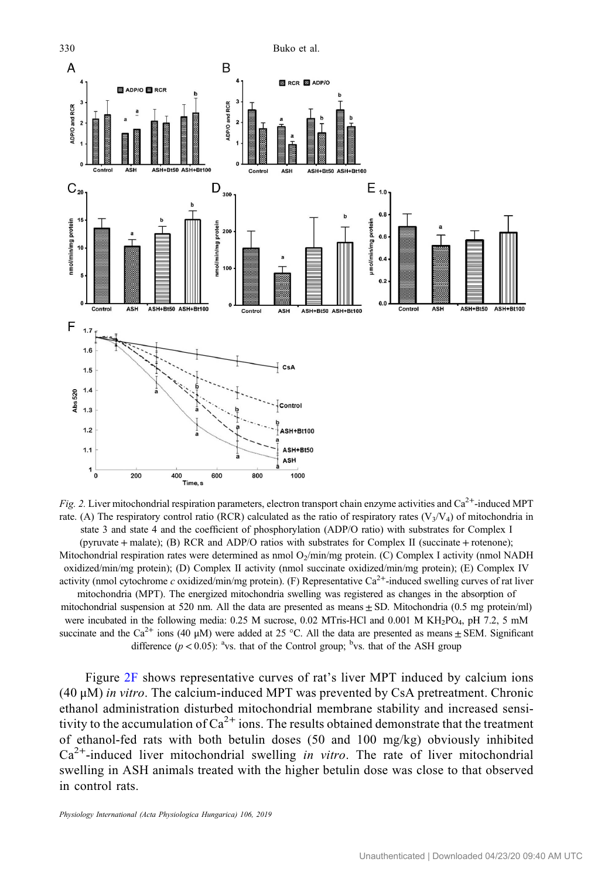*Fig. 2.* Liver mitochondrial respiration parameters, electron transport chain enzyme activities and $Ca^{2+}$-induced MPT rate. (A) The respiratory control ratio (RCR) calculated as the ratio of respiratory rates ($V_3/V_4$) of mitochondria in state 3 and state 4 and the coefficient of phosphorylation (ADP/O ratio) with substrates for Complex I (pyruvate + malate); (B) RCR and ADP/O ratios with substrates for Complex II (succinate + rotenone); Mitochondrial respiration rates were determined as nmol $O_2$/min/mg protein. (C) Complex I activity (nmol NADH oxidized/min/mg protein); (D) Complex II activity (nmol succinate oxidized/min/mg protein); (E) Complex IV activity (nmol cytochrome *c* oxidized/min/mg protein). (F) Representative $Ca^{2+}$-induced swelling curves of rat liver mitochondria (MPT). The energized mitochondria swelling was registered as changes in the absorption of mitochondrial suspension at 520 nm. All the data are presented as means ± SD. Mitochondria (0.5 mg protein/ml) were incubated in the following media: 0.25 M sucrose, 0.02 MTris-HCl and 0.001 M $KH_2PO_4$, pH 7.2, 5 mM succinate and the $Ca^{2+}$ ions (40 μM) were added at 25 °C. All the data are presented as means ± SEM. Significant difference ($p < 0.05$): [a]vs. that of the Control group; [b]vs. that of the ASH group

Figure 2F shows representative curves of rat's liver MPT induced by calcium ions (40 μM) *in vitro*. The calcium-induced MPT was prevented by CsA pretreatment. Chronic ethanol administration disturbed mitochondrial membrane stability and increased sensitivity to the accumulation of $Ca^{2+}$ ions. The results obtained demonstrate that the treatment of ethanol-fed rats with both betulin doses (50 and 100 mg/kg) obviously inhibited $Ca^{2+}$-induced liver mitochondrial swelling *in vitro*. The rate of liver mitochondrial swelling in ASH animals treated with the higher betulin dose was close to that observed in control rats.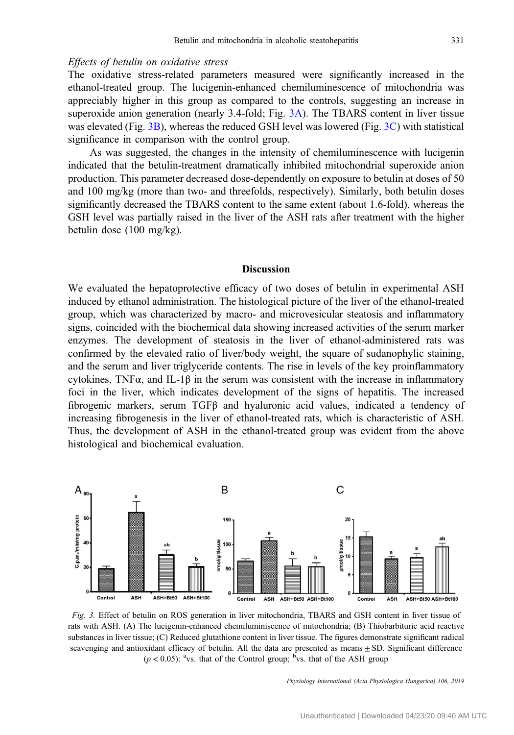*Effects of betulin on oxidative stress*

The oxidative stress-related parameters measured were significantly increased in the ethanol-treated group. The lucigenin-enhanced chemiluminescence of mitochondria was appreciably higher in this group as compared to the controls, suggesting an increase in superoxide anion generation (nearly 3.4-fold; Fig. 3A). The TBARS content in liver tissue was elevated (Fig. 3B), whereas the reduced GSH level was lowered (Fig. 3C) with statistical significance in comparison with the control group.

As was suggested, the changes in the intensity of chemiluminescence with lucigenin indicated that the betulin-treatment dramatically inhibited mitochondrial superoxide anion production. This parameter decreased dose-dependently on exposure to betulin at doses of 50 and 100 mg/kg (more than two- and threefolds, respectively). Similarly, both betulin doses significantly decreased the TBARS content to the same extent (about 1.6-fold), whereas the GSH level was partially raised in the liver of the ASH rats after treatment with the higher betulin dose (100 mg/kg).

## Discussion

We evaluated the hepatoprotective efficacy of two doses of betulin in experimental ASH induced by ethanol administration. The histological picture of the liver of the ethanol-treated group, which was characterized by macro- and microvesicular steatosis and inflammatory signs, coincided with the biochemical data showing increased activities of the serum marker enzymes. The development of steatosis in the liver of ethanol-administered rats was confirmed by the elevated ratio of liver/body weight, the square of sudanophylic staining, and the serum and liver triglyceride contents. The rise in levels of the key proinflammatory cytokines, TNFα, and IL-1β in the serum was consistent with the increase in inflammatory foci in the liver, which indicates development of the signs of hepatitis. The increased fibrogenic markers, serum TGFβ and hyaluronic acid values, indicated a tendency of increasing fibrogenesis in the liver of ethanol-treated rats, which is characteristic of ASH. Thus, the development of ASH in the ethanol-treated group was evident from the above histological and biochemical evaluation.

*Fig. 3.* Effect of betulin on ROS generation in liver mitochondria, TBARS and GSH content in liver tissue of rats with ASH. (A) The lucigenin-enhanced chemiluminiscence of mitochondria; (B) Thiobarbituric acid reactive substances in liver tissue; (C) Reduced glutathione content in liver tissue. The figures demonstrate significant radical scavenging and antioxidant efficacy of betulin. All the data are presented as means ± SD. Significant difference ($p < 0.05$): [a]vs. that of the Control group; [b]vs. that of the ASH group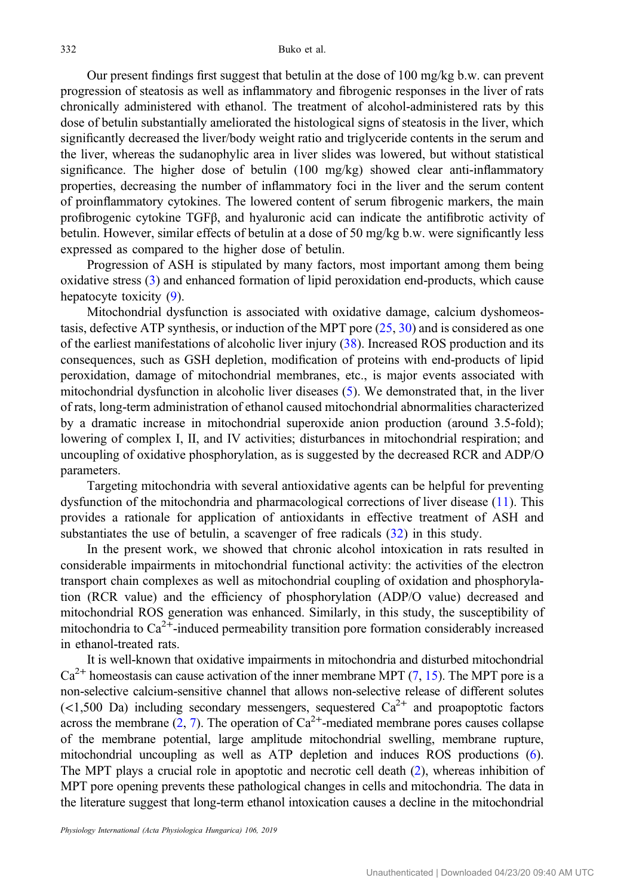Our present findings first suggest that betulin at the dose of 100 mg/kg b.w. can prevent progression of steatosis as well as inflammatory and fibrogenic responses in the liver of rats chronically administered with ethanol. The treatment of alcohol-administered rats by this dose of betulin substantially ameliorated the histological signs of steatosis in the liver, which significantly decreased the liver/body weight ratio and triglyceride contents in the serum and the liver, whereas the sudanophylic area in liver slides was lowered, but without statistical significance. The higher dose of betulin (100 mg/kg) showed clear anti-inflammatory properties, decreasing the number of inflammatory foci in the liver and the serum content of proinflammatory cytokines. The lowered content of serum fibrogenic markers, the main profibrogenic cytokine TGFβ, and hyaluronic acid can indicate the antifibrotic activity of betulin. However, similar effects of betulin at a dose of 50 mg/kg b.w. were significantly less expressed as compared to the higher dose of betulin.

Progression of ASH is stipulated by many factors, most important among them being oxidative stress (3) and enhanced formation of lipid peroxidation end-products, which cause hepatocyte toxicity (9).

Mitochondrial dysfunction is associated with oxidative damage, calcium dyshomeostasis, defective ATP synthesis, or induction of the MPT pore (25, 30) and is considered as one of the earliest manifestations of alcoholic liver injury (38). Increased ROS production and its consequences, such as GSH depletion, modification of proteins with end-products of lipid peroxidation, damage of mitochondrial membranes, etc., is major events associated with mitochondrial dysfunction in alcoholic liver diseases (5). We demonstrated that, in the liver of rats, long-term administration of ethanol caused mitochondrial abnormalities characterized by a dramatic increase in mitochondrial superoxide anion production (around 3.5-fold); lowering of complex I, II, and IV activities; disturbances in mitochondrial respiration; and uncoupling of oxidative phosphorylation, as is suggested by the decreased RCR and ADP/O parameters.

Targeting mitochondria with several antioxidative agents can be helpful for preventing dysfunction of the mitochondria and pharmacological corrections of liver disease (11). This provides a rationale for application of antioxidants in effective treatment of ASH and substantiates the use of betulin, a scavenger of free radicals (32) in this study.

In the present work, we showed that chronic alcohol intoxication in rats resulted in considerable impairments in mitochondrial functional activity: the activities of the electron transport chain complexes as well as mitochondrial coupling of oxidation and phosphorylation (RCR value) and the efficiency of phosphorylation (ADP/O value) decreased and mitochondrial ROS generation was enhanced. Similarly, in this study, the susceptibility of mitochondria to $Ca^{2+}$-induced permeability transition pore formation considerably increased in ethanol-treated rats.

It is well-known that oxidative impairments in mitochondria and disturbed mitochondrial $Ca^{2+}$ homeostasis can cause activation of the inner membrane MPT (7, 15). The MPT pore is a non-selective calcium-sensitive channel that allows non-selective release of different solutes (<1,500 Da) including secondary messengers, sequestered $Ca^{2+}$ and proapoptotic factors across the membrane (2, 7). The operation of $Ca^{2+}$-mediated membrane pores causes collapse of the membrane potential, large amplitude mitochondrial swelling, membrane rupture, mitochondrial uncoupling as well as ATP depletion and induces ROS productions (6). The MPT plays a crucial role in apoptotic and necrotic cell death (2), whereas inhibition of MPT pore opening prevents these pathological changes in cells and mitochondria. The data in the literature suggest that long-term ethanol intoxication causes a decline in the mitochondrial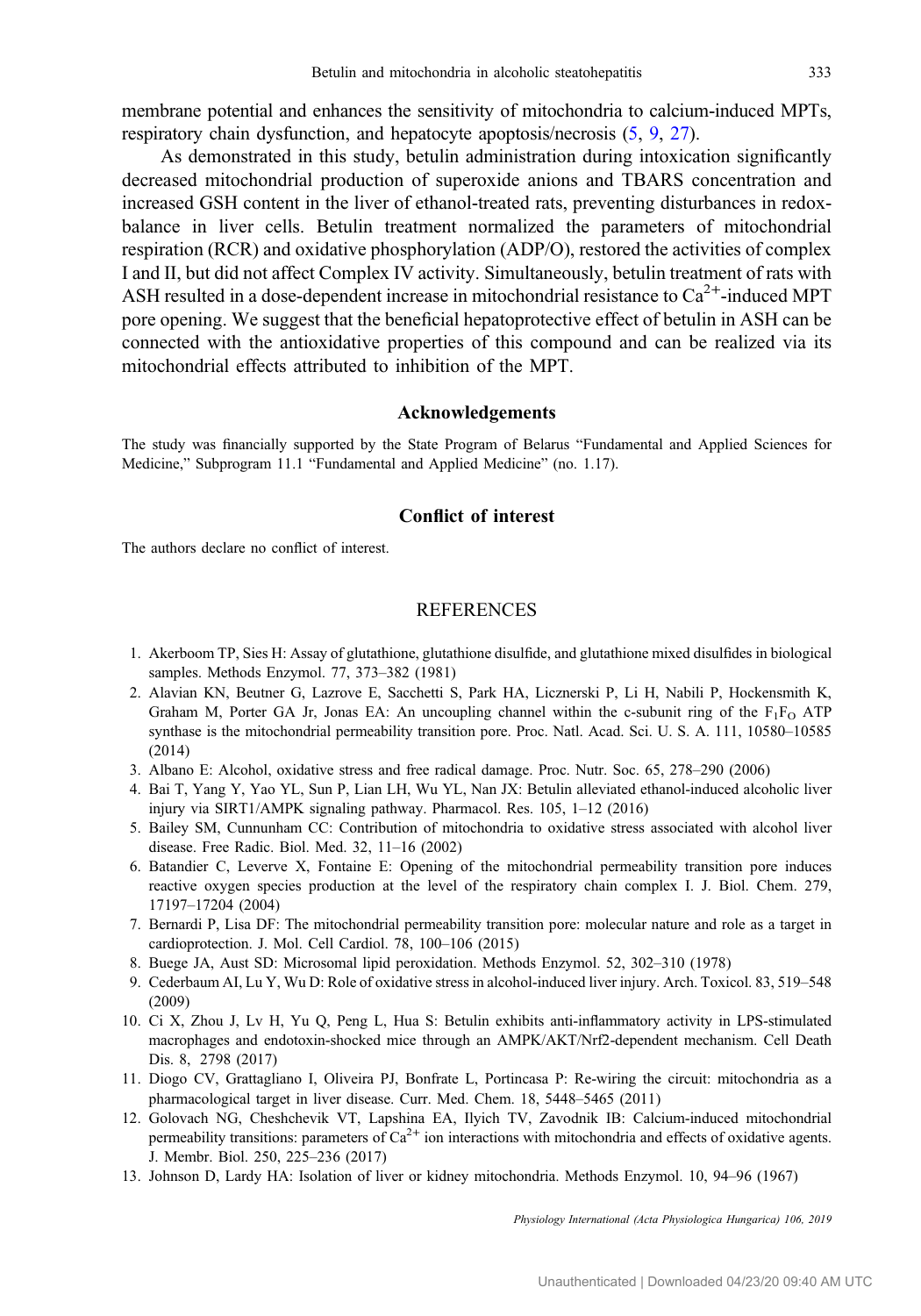membrane potential and enhances the sensitivity of mitochondria to calcium-induced MPTs, respiratory chain dysfunction, and hepatocyte apoptosis/necrosis (5, 9, 27).

As demonstrated in this study, betulin administration during intoxication significantly decreased mitochondrial production of superoxide anions and TBARS concentration and increased GSH content in the liver of ethanol-treated rats, preventing disturbances in redox-balance in liver cells. Betulin treatment normalized the parameters of mitochondrial respiration (RCR) and oxidative phosphorylation (ADP/O), restored the activities of complex I and II, but did not affect Complex IV activity. Simultaneously, betulin treatment of rats with ASH resulted in a dose-dependent increase in mitochondrial resistance to $Ca^{2+}$-induced MPT pore opening. We suggest that the beneficial hepatoprotective effect of betulin in ASH can be connected with the antioxidative properties of this compound and can be realized via its mitochondrial effects attributed to inhibition of the MPT.

## Acknowledgements

The study was financially supported by the State Program of Belarus "Fundamental and Applied Sciences for Medicine," Subprogram 11.1 "Fundamental and Applied Medicine" (no. 1.17).

## Conflict of interest

The authors declare no conflict of interest.

## REFERENCES

1. Akerboom TP, Sies H: Assay of glutathione, glutathione disulfide, and glutathione mixed disulfides in biological samples. Methods Enzymol. 77, 373–382 (1981)
2. Alavian KN, Beutner G, Lazrove E, Sacchetti S, Park HA, Licznerski P, Li H, Nabili P, Hockensmith K, Graham M, Porter GA Jr, Jonas EA: An uncoupling channel within the c-subunit ring of the $F_1F_O$ ATP synthase is the mitochondrial permeability transition pore. Proc. Natl. Acad. Sci. U. S. A. 111, 10580–10585 (2014)
3. Albano E: Alcohol, oxidative stress and free radical damage. Proc. Nutr. Soc. 65, 278–290 (2006)
4. Bai T, Yang Y, Yao YL, Sun P, Lian LH, Wu YL, Nan JX: Betulin alleviated ethanol-induced alcoholic liver injury via SIRT1/AMPK signaling pathway. Pharmacol. Res. 105, 1–12 (2016)
5. Bailey SM, Cunnunham CC: Contribution of mitochondria to oxidative stress associated with alcohol liver disease. Free Radic. Biol. Med. 32, 11–16 (2002)
6. Batandier C, Leverve X, Fontaine E: Opening of the mitochondrial permeability transition pore induces reactive oxygen species production at the level of the respiratory chain complex I. J. Biol. Chem. 279, 17197–17204 (2004)
7. Bernardi P, Lisa DF: The mitochondrial permeability transition pore: molecular nature and role as a target in cardioprotection. J. Mol. Cell Cardiol. 78, 100–106 (2015)
8. Buege JA, Aust SD: Microsomal lipid peroxidation. Methods Enzymol. 52, 302–310 (1978)
9. Cederbaum AI, Lu Y, Wu D: Role of oxidative stress in alcohol-induced liver injury. Arch. Toxicol. 83, 519–548 (2009)
10. Ci X, Zhou J, Lv H, Yu Q, Peng L, Hua S: Betulin exhibits anti-inflammatory activity in LPS-stimulated macrophages and endotoxin-shocked mice through an AMPK/AKT/Nrf2-dependent mechanism. Cell Death Dis. 8, 2798 (2017)
11. Diogo CV, Grattagliano I, Oliveira PJ, Bonfrate L, Portincasa P: Re-wiring the circuit: mitochondria as a pharmacological target in liver disease. Curr. Med. Chem. 18, 5448–5465 (2011)
12. Golovach NG, Cheshchevik VT, Lapshina EA, Ilyich TV, Zavodnik IB: Calcium-induced mitochondrial permeability transitions: parameters of $Ca^{2+}$ ion interactions with mitochondria and effects of oxidative agents. J. Membr. Biol. 250, 225–236 (2017)
13. Johnson D, Lardy HA: Isolation of liver or kidney mitochondria. Methods Enzymol. 10, 94–96 (1967)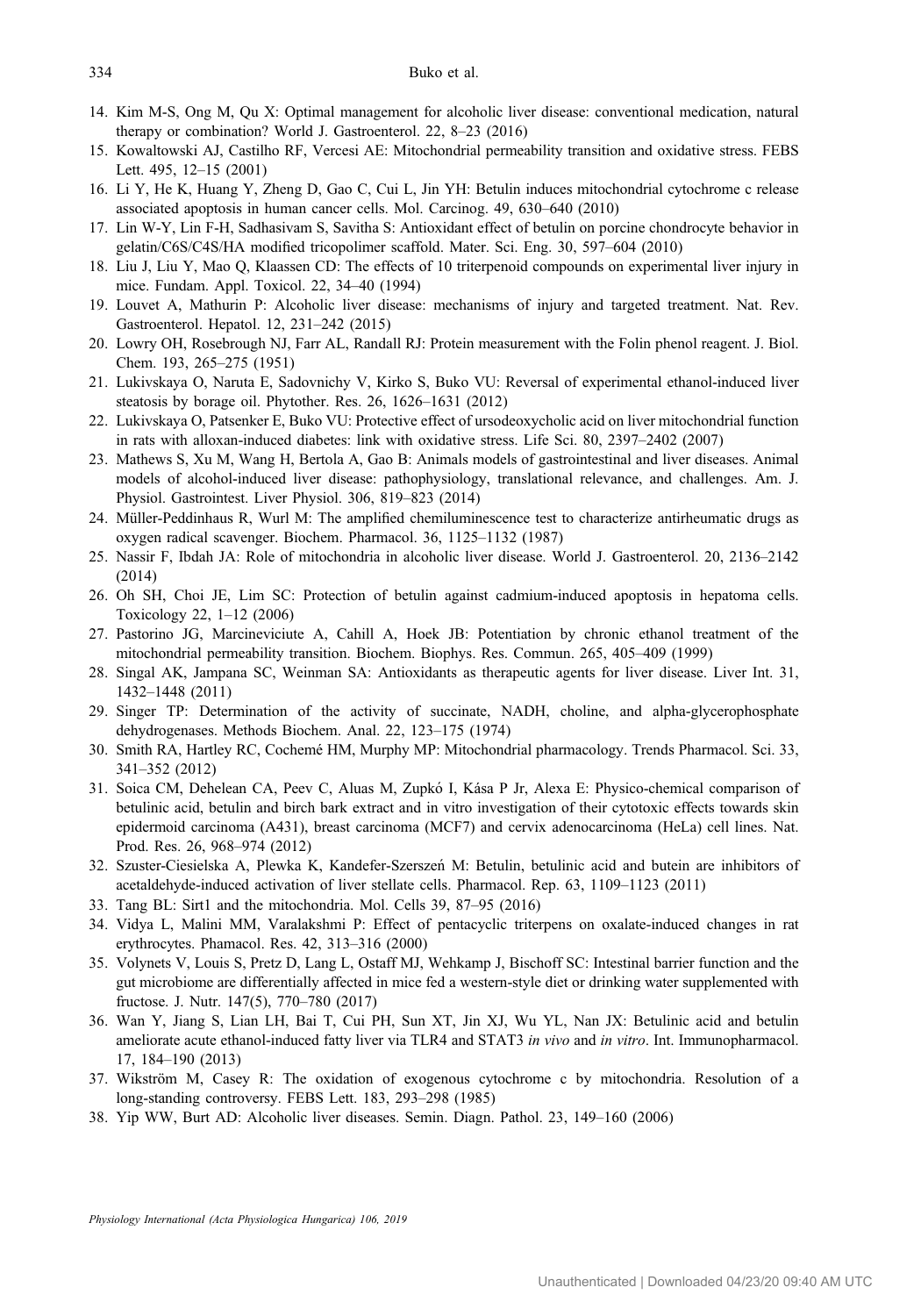14. Kim M-S, Ong M, Qu X: Optimal management for alcoholic liver disease: conventional medication, natural therapy or combination? World J. Gastroenterol. 22, 8–23 (2016)
15. Kowaltowski AJ, Castilho RF, Vercesi AE: Mitochondrial permeability transition and oxidative stress. FEBS Lett. 495, 12–15 (2001)
16. Li Y, He K, Huang Y, Zheng D, Gao C, Cui L, Jin YH: Betulin induces mitochondrial cytochrome c release associated apoptosis in human cancer cells. Mol. Carcinog. 49, 630–640 (2010)
17. Lin W-Y, Lin F-H, Sadhasivam S, Savitha S: Antioxidant effect of betulin on porcine chondrocyte behavior in gelatin/C6S/C4S/HA modified tricopolimer scaffold. Mater. Sci. Eng. 30, 597–604 (2010)
18. Liu J, Liu Y, Mao Q, Klaassen CD: The effects of 10 triterpenoid compounds on experimental liver injury in mice. Fundam. Appl. Toxicol. 22, 34–40 (1994)
19. Louvet A, Mathurin P: Alcoholic liver disease: mechanisms of injury and targeted treatment. Nat. Rev. Gastroenterol. Hepatol. 12, 231–242 (2015)
20. Lowry OH, Rosebrough NJ, Farr AL, Randall RJ: Protein measurement with the Folin phenol reagent. J. Biol. Chem. 193, 265–275 (1951)
21. Lukivskaya O, Naruta E, Sadovnichy V, Kirko S, Buko VU: Reversal of experimental ethanol-induced liver steatosis by borage oil. Phytother. Res. 26, 1626–1631 (2012)
22. Lukivskaya O, Patsenker E, Buko VU: Protective effect of ursodeoxycholic acid on liver mitochondrial function in rats with alloxan-induced diabetes: link with oxidative stress. Life Sci. 80, 2397–2402 (2007)
23. Mathews S, Xu M, Wang H, Bertola A, Gao B: Animals models of gastrointestinal and liver diseases. Animal models of alcohol-induced liver disease: pathophysiology, translational relevance, and challenges. Am. J. Physiol. Gastrointest. Liver Physiol. 306, 819–823 (2014)
24. Müller-Peddinhaus R, Wurl M: The amplified chemiluminescence test to characterize antirheumatic drugs as oxygen radical scavenger. Biochem. Pharmacol. 36, 1125–1132 (1987)
25. Nassir F, Ibdah JA: Role of mitochondria in alcoholic liver disease. World J. Gastroenterol. 20, 2136–2142 (2014)
26. Oh SH, Choi JE, Lim SC: Protection of betulin against cadmium-induced apoptosis in hepatoma cells. Toxicology 22, 1–12 (2006)
27. Pastorino JG, Marcineviciute A, Cahill A, Hoek JB: Potentiation by chronic ethanol treatment of the mitochondrial permeability transition. Biochem. Biophys. Res. Commun. 265, 405–409 (1999)
28. Singal AK, Jampana SC, Weinman SA: Antioxidants as therapeutic agents for liver disease. Liver Int. 31, 1432–1448 (2011)
29. Singer TP: Determination of the activity of succinate, NADH, choline, and alpha-glycerophosphate dehydrogenases. Methods Biochem. Anal. 22, 123–175 (1974)
30. Smith RA, Hartley RC, Cochemé HM, Murphy MP: Mitochondrial pharmacology. Trends Pharmacol. Sci. 33, 341–352 (2012)
31. Soica CM, Dehelean CA, Peev C, Aluas M, Zupkó I, Kása P Jr, Alexa E: Physico-chemical comparison of betulinic acid, betulin and birch bark extract and in vitro investigation of their cytotoxic effects towards skin epidermoid carcinoma (A431), breast carcinoma (MCF7) and cervix adenocarcinoma (HeLa) cell lines. Nat. Prod. Res. 26, 968–974 (2012)
32. Szuster-Ciesielska A, Plewka K, Kandefer-Szerszeń M: Betulin, betulinic acid and butein are inhibitors of acetaldehyde-induced activation of liver stellate cells. Pharmacol. Rep. 63, 1109–1123 (2011)
33. Tang BL: Sirt1 and the mitochondria. Mol. Cells 39, 87–95 (2016)
34. Vidya L, Malini MM, Varalakshmi P: Effect of pentacyclic triterpens on oxalate-induced changes in rat erythrocytes. Phamacol. Res. 42, 313–316 (2000)
35. Volynets V, Louis S, Pretz D, Lang L, Ostaff MJ, Wehkamp J, Bischoff SC: Intestinal barrier function and the gut microbiome are differentially affected in mice fed a western-style diet or drinking water supplemented with fructose. J. Nutr. 147(5), 770–780 (2017)
36. Wan Y, Jiang S, Lian LH, Bai T, Cui PH, Sun XT, Jin XJ, Wu YL, Nan JX: Betulinic acid and betulin ameliorate acute ethanol-induced fatty liver via TLR4 and STAT3 *in vivo* and *in vitro*. Int. Immunopharmacol. 17, 184–190 (2013)
37. Wikström M, Casey R: The oxidation of exogenous cytochrome c by mitochondria. Resolution of a long-standing controversy. FEBS Lett. 183, 293–298 (1985)
38. Yip WW, Burt AD: Alcoholic liver diseases. Semin. Diagn. Pathol. 23, 149–160 (2006)